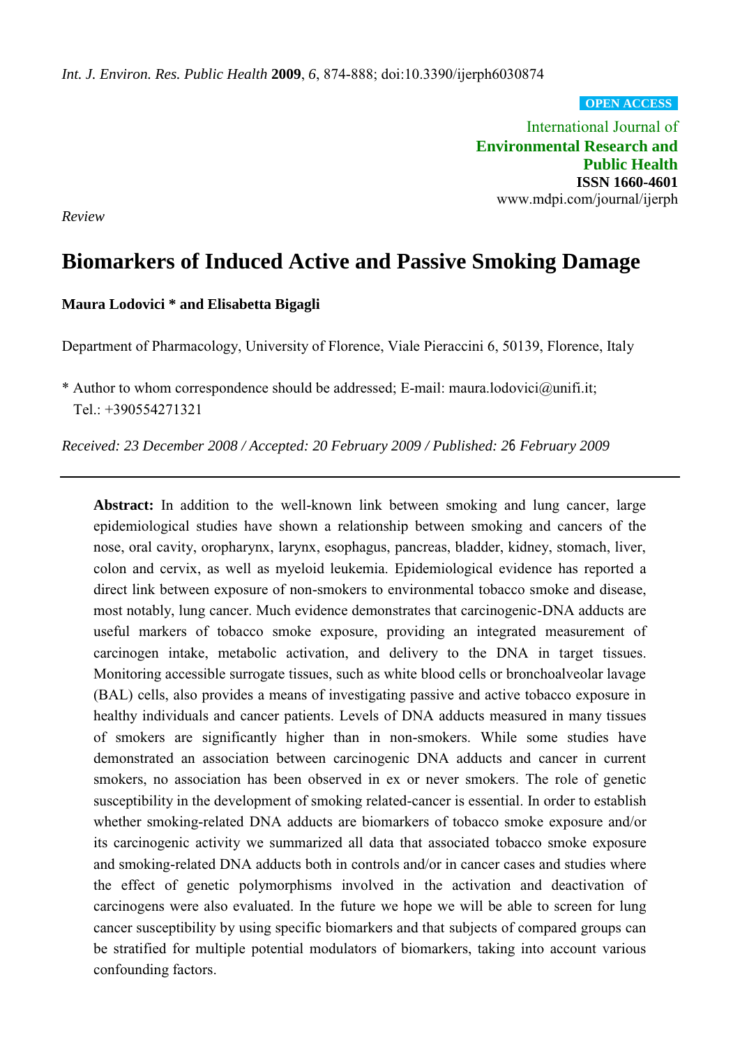*Int. J. Environ. Res. Public Health* **2009**, *6*, 874-888; doi:10.3390/ijerph6030874

**OPEN ACCESS**

International Journal of
**Environmental Research and Public Health**
**ISSN 1660-4601**
www.mdpi.com/journal/ijerph

*Review*

# Biomarkers of Induced Active and Passive Smoking Damage

**Maura Lodovici * and Elisabetta Bigagli**

Department of Pharmacology, University of Florence, Viale Pieraccini 6, 50139, Florence, Italy

\* Author to whom correspondence should be addressed; E-mail: maura.lodovici@unifi.it; Tel.: +390554271321

*Received: 23 December 2008 / Accepted: 20 February 2009 / Published: 26 February 2009*

---

**Abstract:** In addition to the well-known link between smoking and lung cancer, large epidemiological studies have shown a relationship between smoking and cancers of the nose, oral cavity, oropharynx, larynx, esophagus, pancreas, bladder, kidney, stomach, liver, colon and cervix, as well as myeloid leukemia. Epidemiological evidence has reported a direct link between exposure of non-smokers to environmental tobacco smoke and disease, most notably, lung cancer. Much evidence demonstrates that carcinogenic-DNA adducts are useful markers of tobacco smoke exposure, providing an integrated measurement of carcinogen intake, metabolic activation, and delivery to the DNA in target tissues. Monitoring accessible surrogate tissues, such as white blood cells or bronchoalveolar lavage (BAL) cells, also provides a means of investigating passive and active tobacco exposure in healthy individuals and cancer patients. Levels of DNA adducts measured in many tissues of smokers are significantly higher than in non-smokers. While some studies have demonstrated an association between carcinogenic DNA adducts and cancer in current smokers, no association has been observed in ex or never smokers. The role of genetic susceptibility in the development of smoking related-cancer is essential. In order to establish whether smoking-related DNA adducts are biomarkers of tobacco smoke exposure and/or its carcinogenic activity we summarized all data that associated tobacco smoke exposure and smoking-related DNA adducts both in controls and/or in cancer cases and studies where the effect of genetic polymorphisms involved in the activation and deactivation of carcinogens were also evaluated. In the future we hope we will be able to screen for lung cancer susceptibility by using specific biomarkers and that subjects of compared groups can be stratified for multiple potential modulators of biomarkers, taking into account various confounding factors.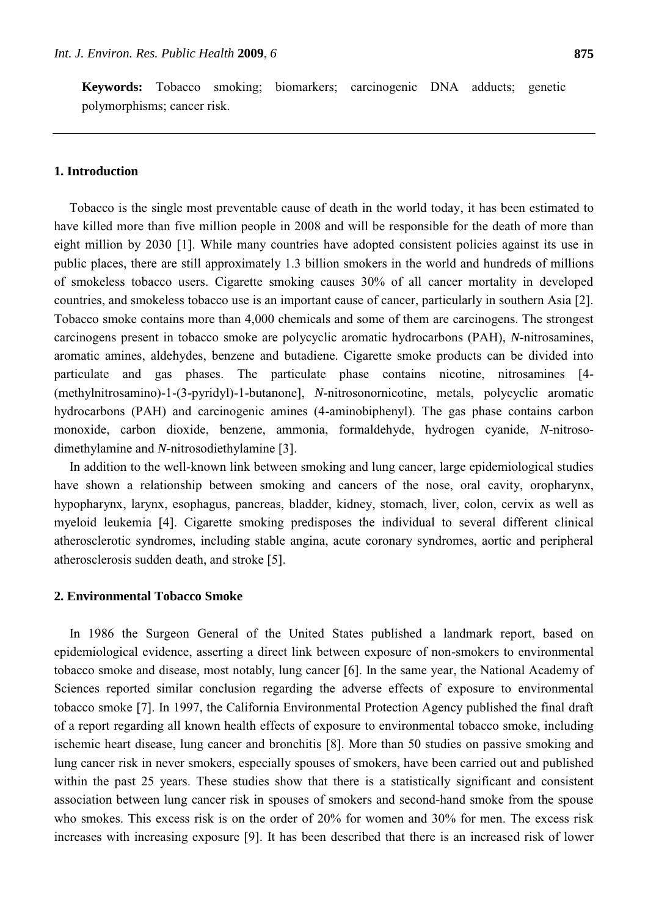**Keywords:** Tobacco smoking; biomarkers; carcinogenic DNA adducts; genetic polymorphisms; cancer risk.

## 1. Introduction

Tobacco is the single most preventable cause of death in the world today, it has been estimated to have killed more than five million people in 2008 and will be responsible for the death of more than eight million by 2030 [1]. While many countries have adopted consistent policies against its use in public places, there are still approximately 1.3 billion smokers in the world and hundreds of millions of smokeless tobacco users. Cigarette smoking causes 30% of all cancer mortality in developed countries, and smokeless tobacco use is an important cause of cancer, particularly in southern Asia [2]. Tobacco smoke contains more than 4,000 chemicals and some of them are carcinogens. The strongest carcinogens present in tobacco smoke are polycyclic aromatic hydrocarbons (PAH), *N*-nitrosamines, aromatic amines, aldehydes, benzene and butadiene. Cigarette smoke products can be divided into particulate and gas phases. The particulate phase contains nicotine, nitrosamines [4-(methylnitrosamino)-1-(3-pyridyl)-1-butanone], *N*-nitrosonornicotine, metals, polycyclic aromatic hydrocarbons (PAH) and carcinogenic amines (4-aminobiphenyl). The gas phase contains carbon monoxide, carbon dioxide, benzene, ammonia, formaldehyde, hydrogen cyanide, *N*-nitroso-dimethylamine and *N*-nitrosodiethylamine [3].

In addition to the well-known link between smoking and lung cancer, large epidemiological studies have shown a relationship between smoking and cancers of the nose, oral cavity, oropharynx, hypopharynx, larynx, esophagus, pancreas, bladder, kidney, stomach, liver, colon, cervix as well as myeloid leukemia [4]. Cigarette smoking predisposes the individual to several different clinical atherosclerotic syndromes, including stable angina, acute coronary syndromes, aortic and peripheral atherosclerosis sudden death, and stroke [5].

## 2. Environmental Tobacco Smoke

In 1986 the Surgeon General of the United States published a landmark report, based on epidemiological evidence, asserting a direct link between exposure of non-smokers to environmental tobacco smoke and disease, most notably, lung cancer [6]. In the same year, the National Academy of Sciences reported similar conclusion regarding the adverse effects of exposure to environmental tobacco smoke [7]. In 1997, the California Environmental Protection Agency published the final draft of a report regarding all known health effects of exposure to environmental tobacco smoke, including ischemic heart disease, lung cancer and bronchitis [8]. More than 50 studies on passive smoking and lung cancer risk in never smokers, especially spouses of smokers, have been carried out and published within the past 25 years. These studies show that there is a statistically significant and consistent association between lung cancer risk in spouses of smokers and second-hand smoke from the spouse who smokes. This excess risk is on the order of 20% for women and 30% for men. The excess risk increases with increasing exposure [9]. It has been described that there is an increased risk of lower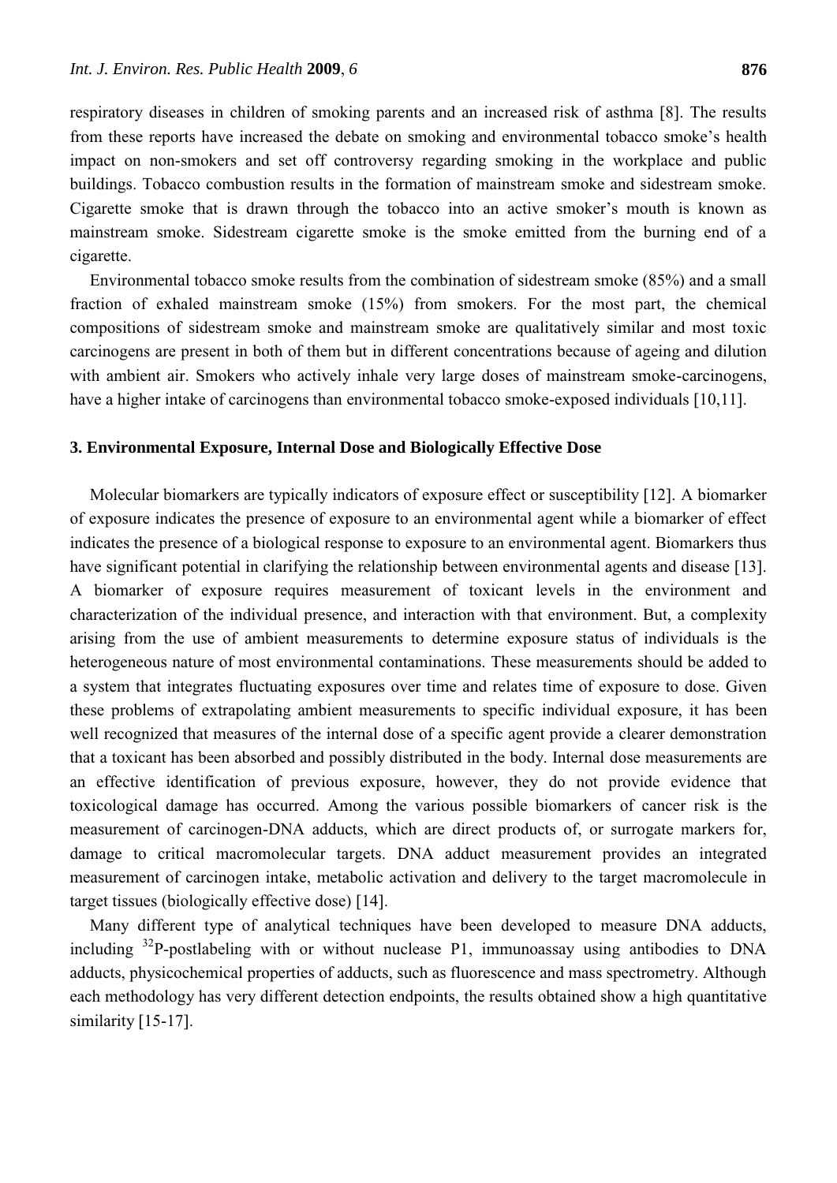respiratory diseases in children of smoking parents and an increased risk of asthma [8]. The results from these reports have increased the debate on smoking and environmental tobacco smoke's health impact on non-smokers and set off controversy regarding smoking in the workplace and public buildings. Tobacco combustion results in the formation of mainstream smoke and sidestream smoke. Cigarette smoke that is drawn through the tobacco into an active smoker's mouth is known as mainstream smoke. Sidestream cigarette smoke is the smoke emitted from the burning end of a cigarette.

Environmental tobacco smoke results from the combination of sidestream smoke (85%) and a small fraction of exhaled mainstream smoke (15%) from smokers. For the most part, the chemical compositions of sidestream smoke and mainstream smoke are qualitatively similar and most toxic carcinogens are present in both of them but in different concentrations because of ageing and dilution with ambient air. Smokers who actively inhale very large doses of mainstream smoke-carcinogens, have a higher intake of carcinogens than environmental tobacco smoke-exposed individuals [10,11].

## 3. Environmental Exposure, Internal Dose and Biologically Effective Dose

Molecular biomarkers are typically indicators of exposure effect or susceptibility [12]. A biomarker of exposure indicates the presence of exposure to an environmental agent while a biomarker of effect indicates the presence of a biological response to exposure to an environmental agent. Biomarkers thus have significant potential in clarifying the relationship between environmental agents and disease [13]. A biomarker of exposure requires measurement of toxicant levels in the environment and characterization of the individual presence, and interaction with that environment. But, a complexity arising from the use of ambient measurements to determine exposure status of individuals is the heterogeneous nature of most environmental contaminations. These measurements should be added to a system that integrates fluctuating exposures over time and relates time of exposure to dose. Given these problems of extrapolating ambient measurements to specific individual exposure, it has been well recognized that measures of the internal dose of a specific agent provide a clearer demonstration that a toxicant has been absorbed and possibly distributed in the body. Internal dose measurements are an effective identification of previous exposure, however, they do not provide evidence that toxicological damage has occurred. Among the various possible biomarkers of cancer risk is the measurement of carcinogen-DNA adducts, which are direct products of, or surrogate markers for, damage to critical macromolecular targets. DNA adduct measurement provides an integrated measurement of carcinogen intake, metabolic activation and delivery to the target macromolecule in target tissues (biologically effective dose) [14].

Many different type of analytical techniques have been developed to measure DNA adducts, including $^{32}$P-postlabeling with or without nuclease P1, immunoassay using antibodies to DNA adducts, physicochemical properties of adducts, such as fluorescence and mass spectrometry. Although each methodology has very different detection endpoints, the results obtained show a high quantitative similarity [15-17].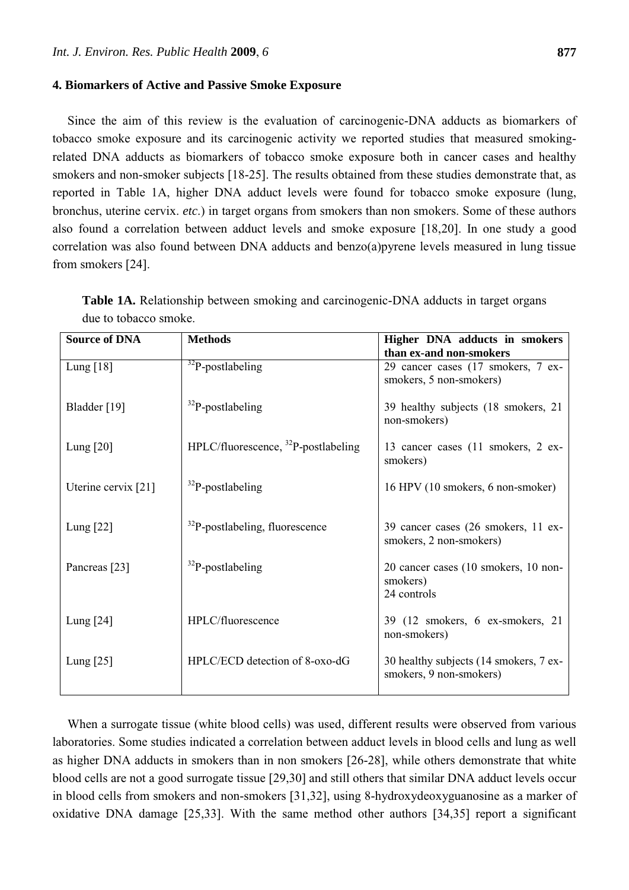## 4. Biomarkers of Active and Passive Smoke Exposure

Since the aim of this review is the evaluation of carcinogenic-DNA adducts as biomarkers of tobacco smoke exposure and its carcinogenic activity we reported studies that measured smoking-related DNA adducts as biomarkers of tobacco smoke exposure both in cancer cases and healthy smokers and non-smoker subjects [18-25]. The results obtained from these studies demonstrate that, as reported in Table 1A, higher DNA adduct levels were found for tobacco smoke exposure (lung, bronchus, uterine cervix. *etc.*) in target organs from smokers than non smokers. Some of these authors also found a correlation between adduct levels and smoke exposure [18,20]. In one study a good correlation was also found between DNA adducts and benzo(a)pyrene levels measured in lung tissue from smokers [24].

**Table 1A.** Relationship between smoking and carcinogenic-DNA adducts in target organs due to tobacco smoke.

| Source of DNA | Methods | Higher DNA adducts in smokers than ex-and non-smokers |
|---|---|---|
| Lung [18] | $^{32}$P-postlabeling | 29 cancer cases (17 smokers, 7 ex-smokers, 5 non-smokers) |
| Bladder [19] | $^{32}$P-postlabeling | 39 healthy subjects (18 smokers, 21 non-smokers) |
| Lung [20] | HPLC/fluorescence, $^{32}$P-postlabeling | 13 cancer cases (11 smokers, 2 ex-smokers) |
| Uterine cervix [21] | $^{32}$P-postlabeling | 16 HPV (10 smokers, 6 non-smoker) |
| Lung [22] | $^{32}$P-postlabeling, fluorescence | 39 cancer cases (26 smokers, 11 ex-smokers, 2 non-smokers) |
| Pancreas [23] | $^{32}$P-postlabeling | 20 cancer cases (10 smokers, 10 non-smokers) 24 controls |
| Lung [24] | HPLC/fluorescence | 39 (12 smokers, 6 ex-smokers, 21 non-smokers) |
| Lung [25] | HPLC/ECD detection of 8-oxo-dG | 30 healthy subjects (14 smokers, 7 ex-smokers, 9 non-smokers) |

When a surrogate tissue (white blood cells) was used, different results were observed from various laboratories. Some studies indicated a correlation between adduct levels in blood cells and lung as well as higher DNA adducts in smokers than in non smokers [26-28], while others demonstrate that white blood cells are not a good surrogate tissue [29,30] and still others that similar DNA adduct levels occur in blood cells from smokers and non-smokers [31,32], using 8-hydroxydeoxyguanosine as a marker of oxidative DNA damage [25,33]. With the same method other authors [34,35] report a significant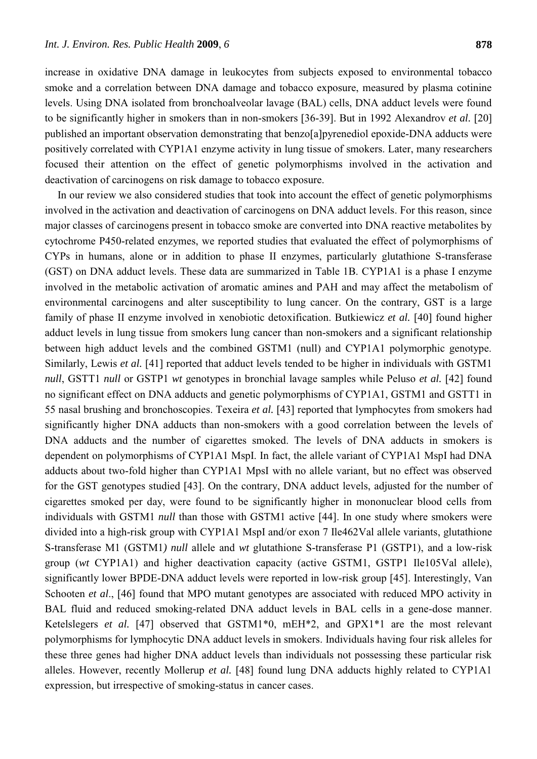increase in oxidative DNA damage in leukocytes from subjects exposed to environmental tobacco smoke and a correlation between DNA damage and tobacco exposure, measured by plasma cotinine levels. Using DNA isolated from bronchoalveolar lavage (BAL) cells, DNA adduct levels were found to be significantly higher in smokers than in non-smokers [36-39]. But in 1992 Alexandrov *et al.* [20] published an important observation demonstrating that benzo[a]pyrenediol epoxide-DNA adducts were positively correlated with CYP1A1 enzyme activity in lung tissue of smokers. Later, many researchers focused their attention on the effect of genetic polymorphisms involved in the activation and deactivation of carcinogens on risk damage to tobacco exposure.

In our review we also considered studies that took into account the effect of genetic polymorphisms involved in the activation and deactivation of carcinogens on DNA adduct levels. For this reason, since major classes of carcinogens present in tobacco smoke are converted into DNA reactive metabolites by cytochrome P450-related enzymes, we reported studies that evaluated the effect of polymorphisms of CYPs in humans, alone or in addition to phase II enzymes, particularly glutathione S-transferase (GST) on DNA adduct levels. These data are summarized in Table 1B. CYP1A1 is a phase I enzyme involved in the metabolic activation of aromatic amines and PAH and may affect the metabolism of environmental carcinogens and alter susceptibility to lung cancer. On the contrary, GST is a large family of phase II enzyme involved in xenobiotic detoxification. Butkiewicz *et al.* [40] found higher adduct levels in lung tissue from smokers lung cancer than non-smokers and a significant relationship between high adduct levels and the combined GSTM1 (null) and CYP1A1 polymorphic genotype. Similarly, Lewis *et al.* [41] reported that adduct levels tended to be higher in individuals with GSTM1 *null*, GSTT1 *null* or GSTP1 *wt* genotypes in bronchial lavage samples while Peluso *et al.* [42] found no significant effect on DNA adducts and genetic polymorphisms of CYP1A1, GSTM1 and GSTT1 in 55 nasal brushing and bronchoscopies. Texeira *et al.* [43] reported that lymphocytes from smokers had significantly higher DNA adducts than non-smokers with a good correlation between the levels of DNA adducts and the number of cigarettes smoked. The levels of DNA adducts in smokers is dependent on polymorphisms of CYP1A1 MspI. In fact, the allele variant of CYP1A1 MspI had DNA adducts about two-fold higher than CYP1A1 MpsI with no allele variant, but no effect was observed for the GST genotypes studied [43]. On the contrary, DNA adduct levels, adjusted for the number of cigarettes smoked per day, were found to be significantly higher in mononuclear blood cells from individuals with GSTM1 *null* than those with GSTM1 active [44]. In one study where smokers were divided into a high-risk group with CYP1A1 MspI and/or exon 7 Ile462Val allele variants, glutathione S-transferase M1 (GSTM1*)* *null* allele and *wt* glutathione S-transferase P1 (GSTP1), and a low-risk group (*wt* CYP1A1) and higher deactivation capacity (active GSTM1, GSTP1 Ile105Val allele), significantly lower BPDE-DNA adduct levels were reported in low-risk group [45]. Interestingly, Van Schooten *et al*., [46] found that MPO mutant genotypes are associated with reduced MPO activity in BAL fluid and reduced smoking-related DNA adduct levels in BAL cells in a gene-dose manner. Ketelslegers *et al.* [47] observed that GSTM1*0, mEH*2, and GPX1*1 are the most relevant polymorphisms for lymphocytic DNA adduct levels in smokers. Individuals having four risk alleles for these three genes had higher DNA adduct levels than individuals not possessing these particular risk alleles. However, recently Mollerup *et al.* [48] found lung DNA adducts highly related to CYP1A1 expression, but irrespective of smoking-status in cancer cases.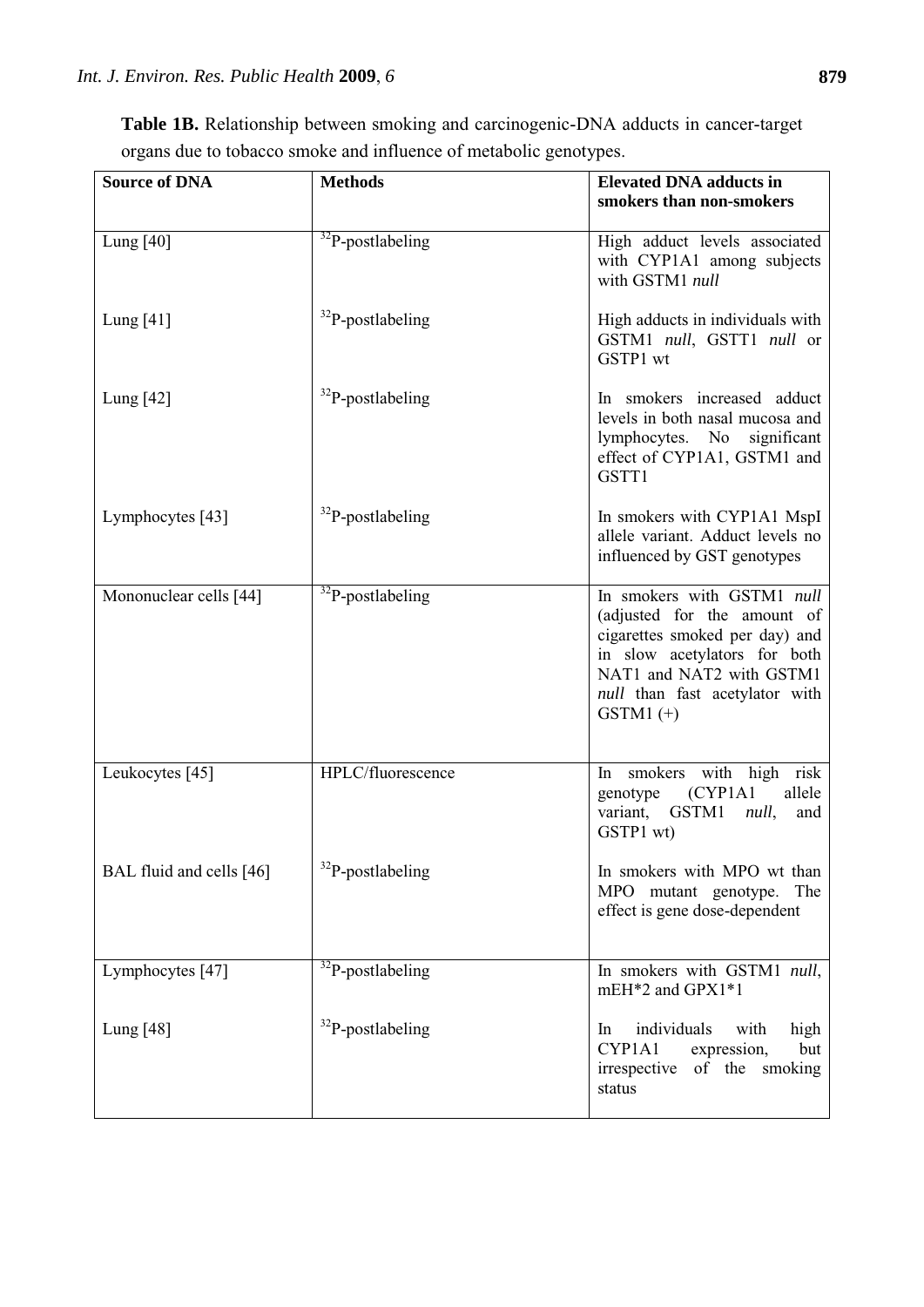**Table 1B.** Relationship between smoking and carcinogenic-DNA adducts in cancer-target organs due to tobacco smoke and influence of metabolic genotypes.

| Source of DNA | Methods | Elevated DNA adducts in smokers than non-smokers |
|---|---|---|
| Lung [40] | $^{32}$P-postlabeling | High adduct levels associated with CYP1A1 among subjects with GSTM1 *null* |
| Lung [41] | $^{32}$P-postlabeling | High adducts in individuals with GSTM1 *null*, GSTT1 *null* or GSTP1 wt |
| Lung [42] | $^{32}$P-postlabeling | In smokers increased adduct levels in both nasal mucosa and lymphocytes. No significant effect of CYP1A1, GSTM1 and GSTT1 |
| Lymphocytes [43] | $^{32}$P-postlabeling | In smokers with CYP1A1 MspI allele variant. Adduct levels no influenced by GST genotypes |
| Mononuclear cells [44] | $^{32}$P-postlabeling | In smokers with GSTM1 *null* (adjusted for the amount of cigarettes smoked per day) and in slow acetylators for both NAT1 and NAT2 with GSTM1 *null* than fast acetylator with GSTM1 (+) |
| Leukocytes [45] | HPLC/fluorescence | In smokers with high risk genotype (CYP1A1 allele variant, GSTM1 *null*, and GSTP1 wt) |
| BAL fluid and cells [46] | $^{32}$P-postlabeling | In smokers with MPO wt than MPO mutant genotype. The effect is gene dose-dependent |
| Lymphocytes [47] | $^{32}$P-postlabeling | In smokers with GSTM1 *null*, mEH*2 and GPX1*1 |
| Lung [48] | $^{32}$P-postlabeling | In individuals with high CYP1A1 expression, but irrespective of the smoking status |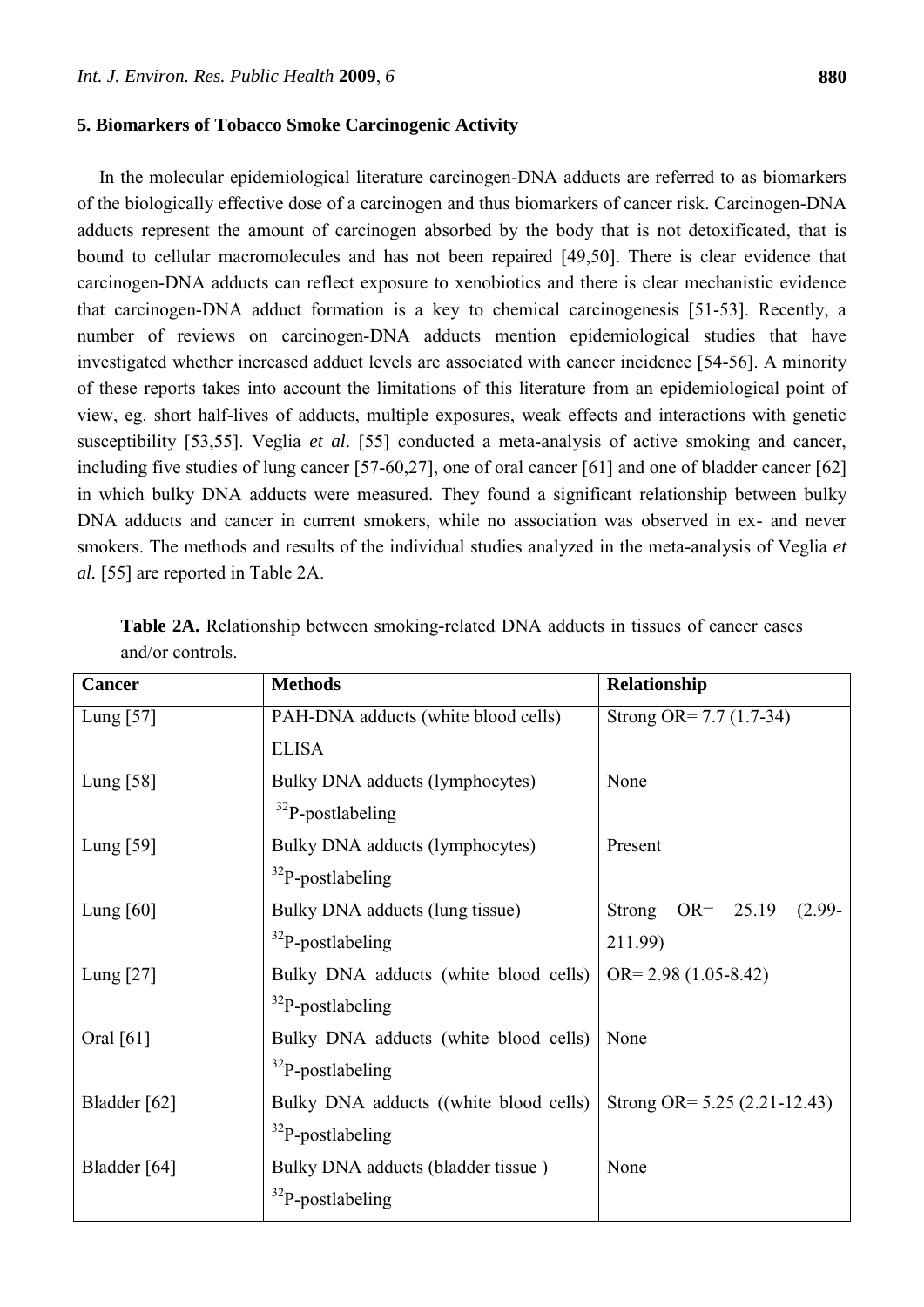## 5. Biomarkers of Tobacco Smoke Carcinogenic Activity

In the molecular epidemiological literature carcinogen-DNA adducts are referred to as biomarkers of the biologically effective dose of a carcinogen and thus biomarkers of cancer risk. Carcinogen-DNA adducts represent the amount of carcinogen absorbed by the body that is not detoxificated, that is bound to cellular macromolecules and has not been repaired [49,50]. There is clear evidence that carcinogen-DNA adducts can reflect exposure to xenobiotics and there is clear mechanistic evidence that carcinogen-DNA adduct formation is a key to chemical carcinogenesis [51-53]. Recently, a number of reviews on carcinogen-DNA adducts mention epidemiological studies that have investigated whether increased adduct levels are associated with cancer incidence [54-56]. A minority of these reports takes into account the limitations of this literature from an epidemiological point of view, eg. short half-lives of adducts, multiple exposures, weak effects and interactions with genetic susceptibility [53,55]. Veglia *et al*. [55] conducted a meta-analysis of active smoking and cancer, including five studies of lung cancer [57-60,27], one of oral cancer [61] and one of bladder cancer [62] in which bulky DNA adducts were measured. They found a significant relationship between bulky DNA adducts and cancer in current smokers, while no association was observed in ex- and never smokers. The methods and results of the individual studies analyzed in the meta-analysis of Veglia *et al.* [55] are reported in Table 2A.

**Table 2A.** Relationship between smoking-related DNA adducts in tissues of cancer cases and/or controls.

| Cancer | Methods | Relationship |
|---|---|---|
| Lung [57] | PAH-DNA adducts (white blood cells) ELISA | Strong OR= 7.7 (1.7-34) |
| Lung [58] | Bulky DNA adducts (lymphocytes) $^{32}$P-postlabeling | None |
| Lung [59] | Bulky DNA adducts (lymphocytes) $^{32}$P-postlabeling | Present |
| Lung [60] | Bulky DNA adducts (lung tissue) $^{32}$P-postlabeling | Strong OR= 25.19 (2.99-211.99) |
| Lung [27] | Bulky DNA adducts (white blood cells) $^{32}$P-postlabeling | OR= 2.98 (1.05-8.42) |
| Oral [61] | Bulky DNA adducts (white blood cells) $^{32}$P-postlabeling | None |
| Bladder [62] | Bulky DNA adducts ((white blood cells) $^{32}$P-postlabeling | Strong OR= 5.25 (2.21-12.43) |
| Bladder [64] | Bulky DNA adducts (bladder tissue ) $^{32}$P-postlabeling | None |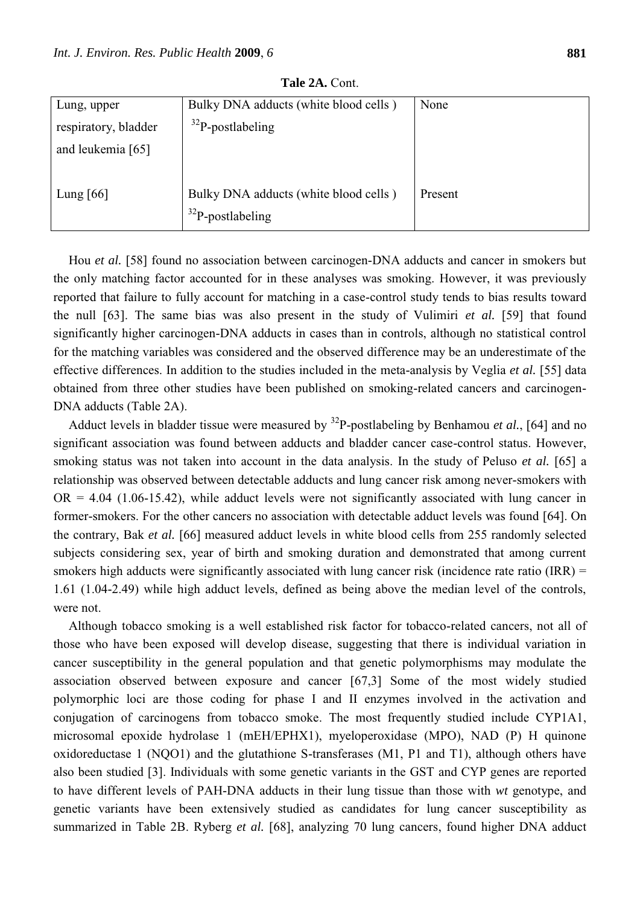**Tale 2A.** Cont.

| | | |
|---|---|---|
| Lung, upper respiratory, bladder and leukemia [65] | Bulky DNA adducts (white blood cells ) $^{32}$P-postlabeling | None |
| Lung [66] | Bulky DNA adducts (white blood cells ) $^{32}$P-postlabeling | Present |

Hou *et al.* [58] found no association between carcinogen-DNA adducts and cancer in smokers but the only matching factor accounted for in these analyses was smoking. However, it was previously reported that failure to fully account for matching in a case-control study tends to bias results toward the null [63]. The same bias was also present in the study of Vulimiri *et al.* [59] that found significantly higher carcinogen-DNA adducts in cases than in controls, although no statistical control for the matching variables was considered and the observed difference may be an underestimate of the effective differences. In addition to the studies included in the meta-analysis by Veglia *et al.* [55] data obtained from three other studies have been published on smoking-related cancers and carcinogen-DNA adducts (Table 2A).

Adduct levels in bladder tissue were measured by $^{32}$P-postlabeling by Benhamou *et al.*, [64] and no significant association was found between adducts and bladder cancer case-control status. However, smoking status was not taken into account in the data analysis. In the study of Peluso *et al.* [65] a relationship was observed between detectable adducts and lung cancer risk among never-smokers with OR = 4.04 (1.06-15.42), while adduct levels were not significantly associated with lung cancer in former-smokers. For the other cancers no association with detectable adduct levels was found [64]. On the contrary, Bak *et al.* [66] measured adduct levels in white blood cells from 255 randomly selected subjects considering sex, year of birth and smoking duration and demonstrated that among current smokers high adducts were significantly associated with lung cancer risk (incidence rate ratio (IRR) = 1.61 (1.04-2.49) while high adduct levels, defined as being above the median level of the controls, were not.

Although tobacco smoking is a well established risk factor for tobacco-related cancers, not all of those who have been exposed will develop disease, suggesting that there is individual variation in cancer susceptibility in the general population and that genetic polymorphisms may modulate the association observed between exposure and cancer [67,3] Some of the most widely studied polymorphic loci are those coding for phase I and II enzymes involved in the activation and conjugation of carcinogens from tobacco smoke. The most frequently studied include CYP1A1, microsomal epoxide hydrolase 1 (mEH/EPHX1), myeloperoxidase (MPO), NAD (P) H quinone oxidoreductase 1 (NQO1) and the glutathione S-transferases (M1, P1 and T1), although others have also been studied [3]. Individuals with some genetic variants in the GST and CYP genes are reported to have different levels of PAH-DNA adducts in their lung tissue than those with *wt* genotype, and genetic variants have been extensively studied as candidates for lung cancer susceptibility as summarized in Table 2B. Ryberg *et al.* [68], analyzing 70 lung cancers, found higher DNA adduct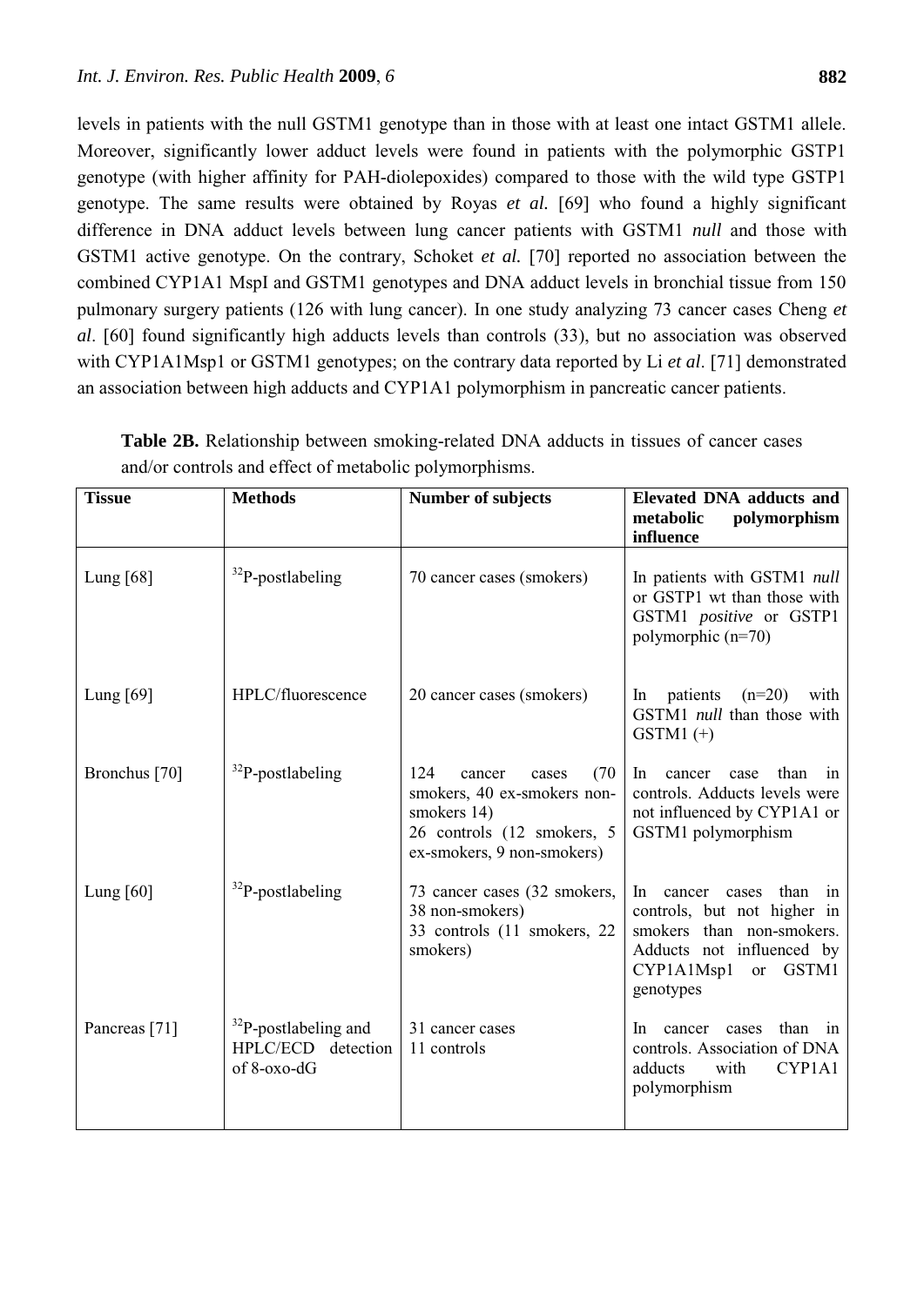levels in patients with the null GSTM1 genotype than in those with at least one intact GSTM1 allele. Moreover, significantly lower adduct levels were found in patients with the polymorphic GSTP1 genotype (with higher affinity for PAH-diolepoxides) compared to those with the wild type GSTP1 genotype. The same results were obtained by Royas *et al.* [69] who found a highly significant difference in DNA adduct levels between lung cancer patients with GSTM1 *null* and those with GSTM1 active genotype. On the contrary, Schoket *et al.* [70] reported no association between the combined CYP1A1 MspI and GSTM1 genotypes and DNA adduct levels in bronchial tissue from 150 pulmonary surgery patients (126 with lung cancer). In one study analyzing 73 cancer cases Cheng *et al*. [60] found significantly high adducts levels than controls (33), but no association was observed with CYP1A1Msp1 or GSTM1 genotypes; on the contrary data reported by Li *et al*. [71] demonstrated an association between high adducts and CYP1A1 polymorphism in pancreatic cancer patients.

**Table 2B.** Relationship between smoking-related DNA adducts in tissues of cancer cases and/or controls and effect of metabolic polymorphisms.

| Tissue | Methods | Number of subjects | Elevated DNA adducts and metabolic polymorphism influence |
|---|---|---|---|
| Lung [68] | $^{32}$P-postlabeling | 70 cancer cases (smokers) | In patients with GSTM1 *null* or GSTP1 wt than those with GSTM1 *positive* or GSTP1 polymorphic (n=70) |
| Lung [69] | HPLC/fluorescence | 20 cancer cases (smokers) | In patients (n=20) with GSTM1 *null* than those with GSTM1 (+) |
| Bronchus [70] | $^{32}$P-postlabeling | 124 cancer cases (70 smokers, 40 ex-smokers non-smokers 14)<br>26 controls (12 smokers, 5 ex-smokers, 9 non-smokers) | In cancer case than in controls. Adducts levels were not influenced by CYP1A1 or GSTM1 polymorphism |
| Lung [60] | $^{32}$P-postlabeling | 73 cancer cases (32 smokers, 38 non-smokers)<br>33 controls (11 smokers, 22 smokers) | In cancer cases than in controls, but not higher in smokers than non-smokers. Adducts not influenced by CYP1A1Msp1 or GSTM1 genotypes |
| Pancreas [71] | $^{32}$P-postlabeling and HPLC/ECD detection of 8-oxo-dG | 31 cancer cases<br>11 controls | In cancer cases than in controls. Association of DNA adducts with CYP1A1 polymorphism |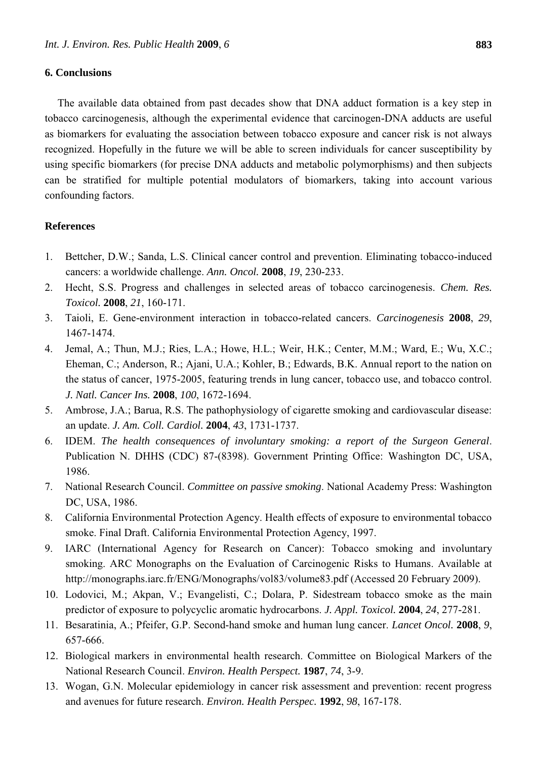## 6. Conclusions

The available data obtained from past decades show that DNA adduct formation is a key step in tobacco carcinogenesis, although the experimental evidence that carcinogen-DNA adducts are useful as biomarkers for evaluating the association between tobacco exposure and cancer risk is not always recognized. Hopefully in the future we will be able to screen individuals for cancer susceptibility by using specific biomarkers (for precise DNA adducts and metabolic polymorphisms) and then subjects can be stratified for multiple potential modulators of biomarkers, taking into account various confounding factors.

## References

1. Bettcher, D.W.; Sanda, L.S. Clinical cancer control and prevention. Eliminating tobacco-induced cancers: a worldwide challenge. *Ann. Oncol.* **2008**, *19*, 230-233.
2. Hecht, S.S. Progress and challenges in selected areas of tobacco carcinogenesis. *Chem. Res. Toxicol.* **2008**, *21*, 160-171.
3. Taioli, E. Gene-environment interaction in tobacco-related cancers. *Carcinogenesis* **2008**, *29*, 1467-1474.
4. Jemal, A.; Thun, M.J.; Ries, L.A.; Howe, H.L.; Weir, H.K.; Center, M.M.; Ward, E.; Wu, X.C.; Eheman, C.; Anderson, R.; Ajani, U.A.; Kohler, B.; Edwards, B.K. Annual report to the nation on the status of cancer, 1975-2005, featuring trends in lung cancer, tobacco use, and tobacco control. *J. Natl. Cancer Ins.* **2008**, *100*, 1672-1694.
5. Ambrose, J.A.; Barua, R.S. The pathophysiology of cigarette smoking and cardiovascular disease: an update. *J. Am. Coll. Cardiol.* **2004**, *43*, 1731-1737.
6. IDEM. *The health consequences of involuntary smoking: a report of the Surgeon General*. Publication N. DHHS (CDC) 87-(8398). Government Printing Office: Washington DC, USA, 1986.
7. National Research Council. *Committee on passive smoking*. National Academy Press: Washington DC, USA, 1986.
8. California Environmental Protection Agency. Health effects of exposure to environmental tobacco smoke. Final Draft. California Environmental Protection Agency, 1997.
9. IARC (International Agency for Research on Cancer): Tobacco smoking and involuntary smoking. ARC Monographs on the Evaluation of Carcinogenic Risks to Humans. Available at http://monographs.iarc.fr/ENG/Monographs/vol83/volume83.pdf (Accessed 20 February 2009).
10. Lodovici, M.; Akpan, V.; Evangelisti, C.; Dolara, P. Sidestream tobacco smoke as the main predictor of exposure to polycyclic aromatic hydrocarbons. *J. Appl. Toxicol.* **2004**, *24*, 277-281.
11. Besaratinia, A.; Pfeifer, G.P. Second-hand smoke and human lung cancer. *Lancet Oncol.* **2008**, *9*, 657-666.
12. Biological markers in environmental health research. Committee on Biological Markers of the National Research Council. *Environ. Health Perspect.* **1987**, *74*, 3-9.
13. Wogan, G.N. Molecular epidemiology in cancer risk assessment and prevention: recent progress and avenues for future research. *Environ. Health Perspec.* **1992**, *98*, 167-178.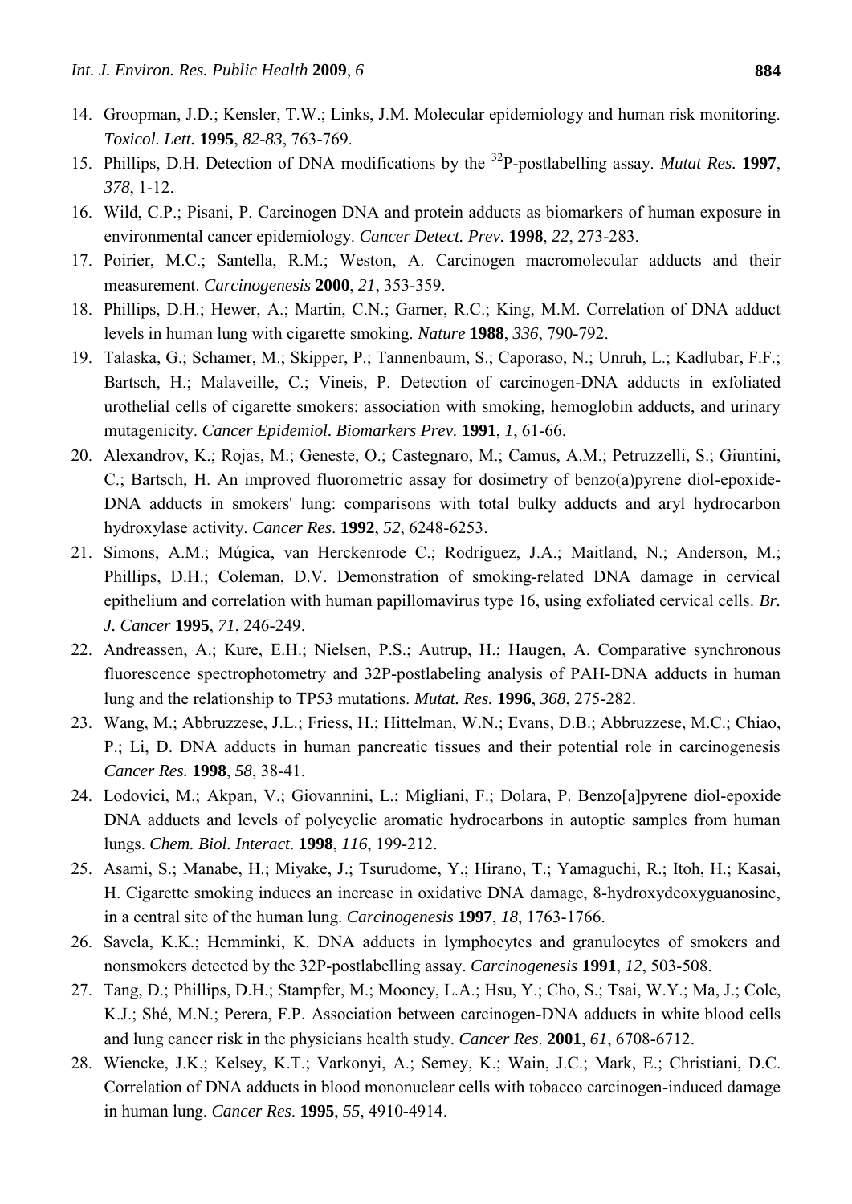14. Groopman, J.D.; Kensler, T.W.; Links, J.M. Molecular epidemiology and human risk monitoring. *Toxicol. Lett.* **1995**, *82-83*, 763-769.
15. Phillips, D.H. Detection of DNA modifications by the $^{32}$P-postlabelling assay. *Mutat Res.* **1997**, *378*, 1-12.
16. Wild, C.P.; Pisani, P. Carcinogen DNA and protein adducts as biomarkers of human exposure in environmental cancer epidemiology. *Cancer Detect. Prev.* **1998**, *22*, 273-283.
17. Poirier, M.C.; Santella, R.M.; Weston, A. Carcinogen macromolecular adducts and their measurement. *Carcinogenesis* **2000**, *21*, 353-359.
18. Phillips, D.H.; Hewer, A.; Martin, C.N.; Garner, R.C.; King, M.M. Correlation of DNA adduct levels in human lung with cigarette smoking. *Nature* **1988**, *336*, 790-792.
19. Talaska, G.; Schamer, M.; Skipper, P.; Tannenbaum, S.; Caporaso, N.; Unruh, L.; Kadlubar, F.F.; Bartsch, H.; Malaveille, C.; Vineis, P. Detection of carcinogen-DNA adducts in exfoliated urothelial cells of cigarette smokers: association with smoking, hemoglobin adducts, and urinary mutagenicity. *Cancer Epidemiol. Biomarkers Prev.* **1991**, *1*, 61-66.
20. Alexandrov, K.; Rojas, M.; Geneste, O.; Castegnaro, M.; Camus, A.M.; Petruzzelli, S.; Giuntini, C.; Bartsch, H. An improved fluorometric assay for dosimetry of benzo(a)pyrene diol-epoxide-DNA adducts in smokers' lung: comparisons with total bulky adducts and aryl hydrocarbon hydroxylase activity. *Cancer Res*. **1992**, *52*, 6248-6253.
21. Simons, A.M.; Múgica, van Herckenrode C.; Rodriguez, J.A.; Maitland, N.; Anderson, M.; Phillips, D.H.; Coleman, D.V. Demonstration of smoking-related DNA damage in cervical epithelium and correlation with human papillomavirus type 16, using exfoliated cervical cells. *Br. J. Cancer* **1995**, *71*, 246-249.
22. Andreassen, A.; Kure, E.H.; Nielsen, P.S.; Autrup, H.; Haugen, A. Comparative synchronous fluorescence spectrophotometry and 32P-postlabeling analysis of PAH-DNA adducts in human lung and the relationship to TP53 mutations. *Mutat. Res.* **1996**, *368*, 275-282.
23. Wang, M.; Abbruzzese, J.L.; Friess, H.; Hittelman, W.N.; Evans, D.B.; Abbruzzese, M.C.; Chiao, P.; Li, D. DNA adducts in human pancreatic tissues and their potential role in carcinogenesis *Cancer Res.* **1998**, *58*, 38-41.
24. Lodovici, M.; Akpan, V.; Giovannini, L.; Migliani, F.; Dolara, P. Benzo[a]pyrene diol-epoxide DNA adducts and levels of polycyclic aromatic hydrocarbons in autoptic samples from human lungs. *Chem. Biol. Interact*. **1998**, *116*, 199-212.
25. Asami, S.; Manabe, H.; Miyake, J.; Tsurudome, Y.; Hirano, T.; Yamaguchi, R.; Itoh, H.; Kasai, H. Cigarette smoking induces an increase in oxidative DNA damage, 8-hydroxydeoxyguanosine, in a central site of the human lung. *Carcinogenesis* **1997**, *18*, 1763-1766.
26. Savela, K.K.; Hemminki, K. DNA adducts in lymphocytes and granulocytes of smokers and nonsmokers detected by the 32P-postlabelling assay. *Carcinogenesis* **1991**, *12*, 503-508.
27. Tang, D.; Phillips, D.H.; Stampfer, M.; Mooney, L.A.; Hsu, Y.; Cho, S.; Tsai, W.Y.; Ma, J.; Cole, K.J.; Shé, M.N.; Perera, F.P. Association between carcinogen-DNA adducts in white blood cells and lung cancer risk in the physicians health study. *Cancer Res*. **2001**, *61*, 6708-6712.
28. Wiencke, J.K.; Kelsey, K.T.; Varkonyi, A.; Semey, K.; Wain, J.C.; Mark, E.; Christiani, D.C. Correlation of DNA adducts in blood mononuclear cells with tobacco carcinogen-induced damage in human lung. *Cancer Res*. **1995**, *55*, 4910-4914.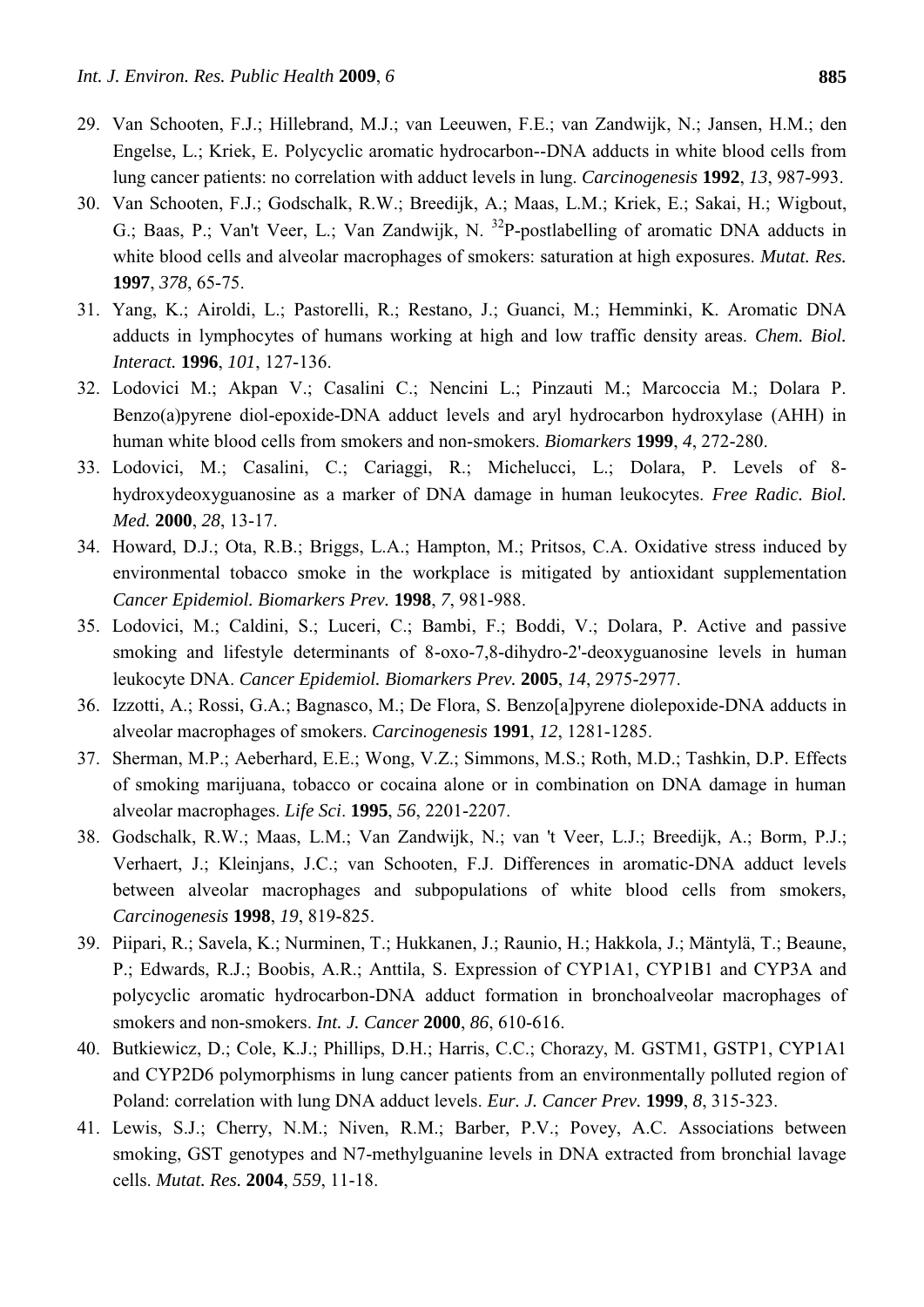29. Van Schooten, F.J.; Hillebrand, M.J.; van Leeuwen, F.E.; van Zandwijk, N.; Jansen, H.M.; den Engelse, L.; Kriek, E. Polycyclic aromatic hydrocarbon--DNA adducts in white blood cells from lung cancer patients: no correlation with adduct levels in lung. *Carcinogenesis* **1992**, *13*, 987-993.
30. Van Schooten, F.J.; Godschalk, R.W.; Breedijk, A.; Maas, L.M.; Kriek, E.; Sakai, H.; Wigbout, G.; Baas, P.; Van't Veer, L.; Van Zandwijk, N. $^{32}$P-postlabelling of aromatic DNA adducts in white blood cells and alveolar macrophages of smokers: saturation at high exposures. *Mutat. Res.* **1997**, *378*, 65-75.
31. Yang, K.; Airoldi, L.; Pastorelli, R.; Restano, J.; Guanci, M.; Hemminki, K. Aromatic DNA adducts in lymphocytes of humans working at high and low traffic density areas. *Chem. Biol. Interact.* **1996**, *101*, 127-136.
32. Lodovici M.; Akpan V.; Casalini C.; Nencini L.; Pinzauti M.; Marcoccia M.; Dolara P. Benzo(a)pyrene diol-epoxide-DNA adduct levels and aryl hydrocarbon hydroxylase (AHH) in human white blood cells from smokers and non-smokers. *Biomarkers* **1999**, *4*, 272-280.
33. Lodovici, M.; Casalini, C.; Cariaggi, R.; Michelucci, L.; Dolara, P. Levels of 8-hydroxydeoxyguanosine as a marker of DNA damage in human leukocytes. *Free Radic. Biol. Med.* **2000**, *28*, 13-17.
34. Howard, D.J.; Ota, R.B.; Briggs, L.A.; Hampton, M.; Pritsos, C.A. Oxidative stress induced by environmental tobacco smoke in the workplace is mitigated by antioxidant supplementation *Cancer Epidemiol. Biomarkers Prev.* **1998**, *7*, 981-988.
35. Lodovici, M.; Caldini, S.; Luceri, C.; Bambi, F.; Boddi, V.; Dolara, P. Active and passive smoking and lifestyle determinants of 8-oxo-7,8-dihydro-2'-deoxyguanosine levels in human leukocyte DNA. *Cancer Epidemiol. Biomarkers Prev.* **2005**, *14*, 2975-2977.
36. Izzotti, A.; Rossi, G.A.; Bagnasco, M.; De Flora, S. Benzo[a]pyrene diolepoxide-DNA adducts in alveolar macrophages of smokers. *Carcinogenesis* **1991**, *12*, 1281-1285.
37. Sherman, M.P.; Aeberhard, E.E.; Wong, V.Z.; Simmons, M.S.; Roth, M.D.; Tashkin, D.P. Effects of smoking marijuana, tobacco or cocaina alone or in combination on DNA damage in human alveolar macrophages. *Life Sci*. **1995**, *56*, 2201-2207.
38. Godschalk, R.W.; Maas, L.M.; Van Zandwijk, N.; van 't Veer, L.J.; Breedijk, A.; Borm, P.J.; Verhaert, J.; Kleinjans, J.C.; van Schooten, F.J. Differences in aromatic-DNA adduct levels between alveolar macrophages and subpopulations of white blood cells from smokers, *Carcinogenesis* **1998**, *19*, 819-825.
39. Piipari, R.; Savela, K.; Nurminen, T.; Hukkanen, J.; Raunio, H.; Hakkola, J.; Mäntylä, T.; Beaune, P.; Edwards, R.J.; Boobis, A.R.; Anttila, S. Expression of CYP1A1, CYP1B1 and CYP3A and polycyclic aromatic hydrocarbon-DNA adduct formation in bronchoalveolar macrophages of smokers and non-smokers. *Int. J. Cancer* **2000**, *86*, 610-616.
40. Butkiewicz, D.; Cole, K.J.; Phillips, D.H.; Harris, C.C.; Chorazy, M. GSTM1, GSTP1, CYP1A1 and CYP2D6 polymorphisms in lung cancer patients from an environmentally polluted region of Poland: correlation with lung DNA adduct levels. *Eur. J. Cancer Prev.* **1999**, *8*, 315-323.
41. Lewis, S.J.; Cherry, N.M.; Niven, R.M.; Barber, P.V.; Povey, A.C. Associations between smoking, GST genotypes and N7-methylguanine levels in DNA extracted from bronchial lavage cells. *Mutat. Res.* **2004**, *559*, 11-18.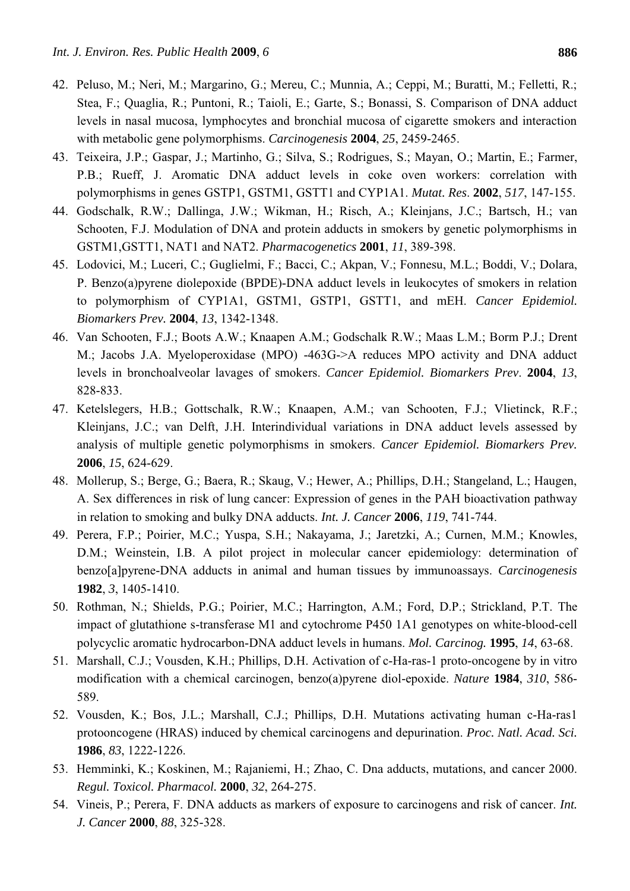42. Peluso, M.; Neri, M.; Margarino, G.; Mereu, C.; Munnia, A.; Ceppi, M.; Buratti, M.; Felletti, R.; Stea, F.; Quaglia, R.; Puntoni, R.; Taioli, E.; Garte, S.; Bonassi, S. Comparison of DNA adduct levels in nasal mucosa, lymphocytes and bronchial mucosa of cigarette smokers and interaction with metabolic gene polymorphisms. *Carcinogenesis* **2004**, *25*, 2459-2465.
43. Teixeira, J.P.; Gaspar, J.; Martinho, G.; Silva, S.; Rodrigues, S.; Mayan, O.; Martin, E.; Farmer, P.B.; Rueff, J. Aromatic DNA adduct levels in coke oven workers: correlation with polymorphisms in genes GSTP1, GSTM1, GSTT1 and CYP1A1. *Mutat. Res*. **2002**, *517*, 147-155.
44. Godschalk, R.W.; Dallinga, J.W.; Wikman, H.; Risch, A.; Kleinjans, J.C.; Bartsch, H.; van Schooten, F.J. Modulation of DNA and protein adducts in smokers by genetic polymorphisms in GSTM1,GSTT1, NAT1 and NAT2. *Pharmacogenetics* **2001**, *11*, 389-398.
45. Lodovici, M.; Luceri, C.; Guglielmi, F.; Bacci, C.; Akpan, V.; Fonnesu, M.L.; Boddi, V.; Dolara, P. Benzo(a)pyrene diolepoxide (BPDE)-DNA adduct levels in leukocytes of smokers in relation to polymorphism of CYP1A1, GSTM1, GSTP1, GSTT1, and mEH. *Cancer Epidemiol. Biomarkers Prev.* **2004**, *13*, 1342-1348.
46. Van Schooten, F.J.; Boots A.W.; Knaapen A.M.; Godschalk R.W.; Maas L.M.; Borm P.J.; Drent M.; Jacobs J.A. Myeloperoxidase (MPO) -463G->A reduces MPO activity and DNA adduct levels in bronchoalveolar lavages of smokers. *Cancer Epidemiol. Biomarkers Prev*. **2004**, *13*, 828-833.
47. Ketelslegers, H.B.; Gottschalk, R.W.; Knaapen, A.M.; van Schooten, F.J.; Vlietinck, R.F.; Kleinjans, J.C.; van Delft, J.H. Interindividual variations in DNA adduct levels assessed by analysis of multiple genetic polymorphisms in smokers. *Cancer Epidemiol. Biomarkers Prev.* **2006**, *15*, 624-629.
48. Mollerup, S.; Berge, G.; Baera, R.; Skaug, V.; Hewer, A.; Phillips, D.H.; Stangeland, L.; Haugen, A. Sex differences in risk of lung cancer: Expression of genes in the PAH bioactivation pathway in relation to smoking and bulky DNA adducts. *Int. J. Cancer* **2006**, *119*, 741-744.
49. Perera, F.P.; Poirier, M.C.; Yuspa, S.H.; Nakayama, J.; Jaretzki, A.; Curnen, M.M.; Knowles, D.M.; Weinstein, I.B. A pilot project in molecular cancer epidemiology: determination of benzo[a]pyrene-DNA adducts in animal and human tissues by immunoassays. *Carcinogenesis* **1982**, *3*, 1405-1410.
50. Rothman, N.; Shields, P.G.; Poirier, M.C.; Harrington, A.M.; Ford, D.P.; Strickland, P.T. The impact of glutathione s-transferase M1 and cytochrome P450 1A1 genotypes on white-blood-cell polycyclic aromatic hydrocarbon-DNA adduct levels in humans. *Mol. Carcinog.* **1995**, *14*, 63-68.
51. Marshall, C.J.; Vousden, K.H.; Phillips, D.H. Activation of c-Ha-ras-1 proto-oncogene by in vitro modification with a chemical carcinogen, benzo(a)pyrene diol-epoxide. *Nature* **1984**, *310*, 586-589.
52. Vousden, K.; Bos, J.L.; Marshall, C.J.; Phillips, D.H. Mutations activating human c-Ha-ras1 protooncogene (HRAS) induced by chemical carcinogens and depurination. *Proc. Natl. Acad. Sci.* **1986**, *83*, 1222-1226.
53. Hemminki, K.; Koskinen, M.; Rajaniemi, H.; Zhao, C. Dna adducts, mutations, and cancer 2000. *Regul. Toxicol. Pharmacol.* **2000**, *32*, 264-275.
54. Vineis, P.; Perera, F. DNA adducts as markers of exposure to carcinogens and risk of cancer. *Int. J. Cancer* **2000**, *88*, 325-328.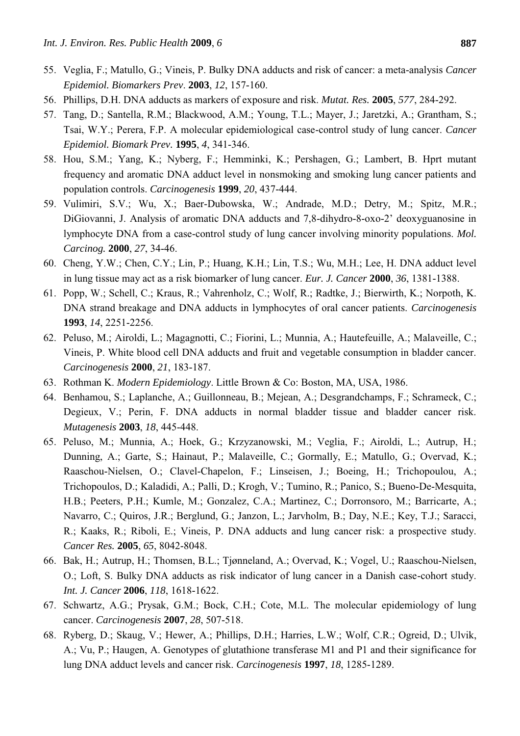55. Veglia, F.; Matullo, G.; Vineis, P. Bulky DNA adducts and risk of cancer: a meta-analysis *Cancer Epidemiol. Biomarkers Prev*. **2003**, *12*, 157-160.
56. Phillips, D.H. DNA adducts as markers of exposure and risk. *Mutat. Res.* **2005**, *577*, 284-292.
57. Tang, D.; Santella, R.M.; Blackwood, A.M.; Young, T.L.; Mayer, J.; Jaretzki, A.; Grantham, S.; Tsai, W.Y.; Perera, F.P. A molecular epidemiological case-control study of lung cancer. *Cancer Epidemiol. Biomark Prev.* **1995**, *4*, 341-346.
58. Hou, S.M.; Yang, K.; Nyberg, F.; Hemminki, K.; Pershagen, G.; Lambert, B. Hprt mutant frequency and aromatic DNA adduct level in nonsmoking and smoking lung cancer patients and population controls. *Carcinogenesis* **1999**, *20*, 437-444.
59. Vulimiri, S.V.; Wu, X.; Baer-Dubowska, W.; Andrade, M.D.; Detry, M.; Spitz, M.R.; DiGiovanni, J. Analysis of aromatic DNA adducts and 7,8-dihydro-8-oxo-2' deoxyguanosine in lymphocyte DNA from a case-control study of lung cancer involving minority populations. *Mol. Carcinog.* **2000**, *27*, 34-46.
60. Cheng, Y.W.; Chen, C.Y.; Lin, P.; Huang, K.H.; Lin, T.S.; Wu, M.H.; Lee, H. DNA adduct level in lung tissue may act as a risk biomarker of lung cancer. *Eur. J. Cancer* **2000**, *36*, 1381-1388.
61. Popp, W.; Schell, C.; Kraus, R.; Vahrenholz, C.; Wolf, R.; Radtke, J.; Bierwirth, K.; Norpoth, K. DNA strand breakage and DNA adducts in lymphocytes of oral cancer patients. *Carcinogenesis* **1993**, *14*, 2251-2256.
62. Peluso, M.; Airoldi, L.; Magagnotti, C.; Fiorini, L.; Munnia, A.; Hautefeuille, A.; Malaveille, C.; Vineis, P. White blood cell DNA adducts and fruit and vegetable consumption in bladder cancer. *Carcinogenesis* **2000**, *21*, 183-187.
63. Rothman K. *Modern Epidemiology*. Little Brown & Co: Boston, MA, USA, 1986.
64. Benhamou, S.; Laplanche, A.; Guillonneau, B.; Mejean, A.; Desgrandchamps, F.; Schrameck, C.; Degieux, V.; Perin, F. DNA adducts in normal bladder tissue and bladder cancer risk. *Mutagenesis* **2003**, *18*, 445-448.
65. Peluso, M.; Munnia, A.; Hoek, G.; Krzyzanowski, M.; Veglia, F.; Airoldi, L.; Autrup, H.; Dunning, A.; Garte, S.; Hainaut, P.; Malaveille, C.; Gormally, E.; Matullo, G.; Overvad, K.; Raaschou-Nielsen, O.; Clavel-Chapelon, F.; Linseisen, J.; Boeing, H.; Trichopoulou, A.; Trichopoulos, D.; Kaladidi, A.; Palli, D.; Krogh, V.; Tumino, R.; Panico, S.; Bueno-De-Mesquita, H.B.; Peeters, P.H.; Kumle, M.; Gonzalez, C.A.; Martinez, C.; Dorronsoro, M.; Barricarte, A.; Navarro, C.; Quiros, J.R.; Berglund, G.; Janzon, L.; Jarvholm, B.; Day, N.E.; Key, T.J.; Saracci, R.; Kaaks, R.; Riboli, E.; Vineis, P. DNA adducts and lung cancer risk: a prospective study. *Cancer Res.* **2005**, *65*, 8042-8048.
66. Bak, H.; Autrup, H.; Thomsen, B.L.; Tjønneland, A.; Overvad, K.; Vogel, U.; Raaschou-Nielsen, O.; Loft, S. Bulky DNA adducts as risk indicator of lung cancer in a Danish case-cohort study. *Int. J. Cancer* **2006**, *118*, 1618-1622.
67. Schwartz, A.G.; Prysak, G.M.; Bock, C.H.; Cote, M.L. The molecular epidemiology of lung cancer. *Carcinogenesis* **2007**, *28*, 507-518.
68. Ryberg, D.; Skaug, V.; Hewer, A.; Phillips, D.H.; Harries, L.W.; Wolf, C.R.; Ogreid, D.; Ulvik, A.; Vu, P.; Haugen, A. Genotypes of glutathione transferase M1 and P1 and their significance for lung DNA adduct levels and cancer risk. *Carcinogenesis* **1997**, *18*, 1285-1289.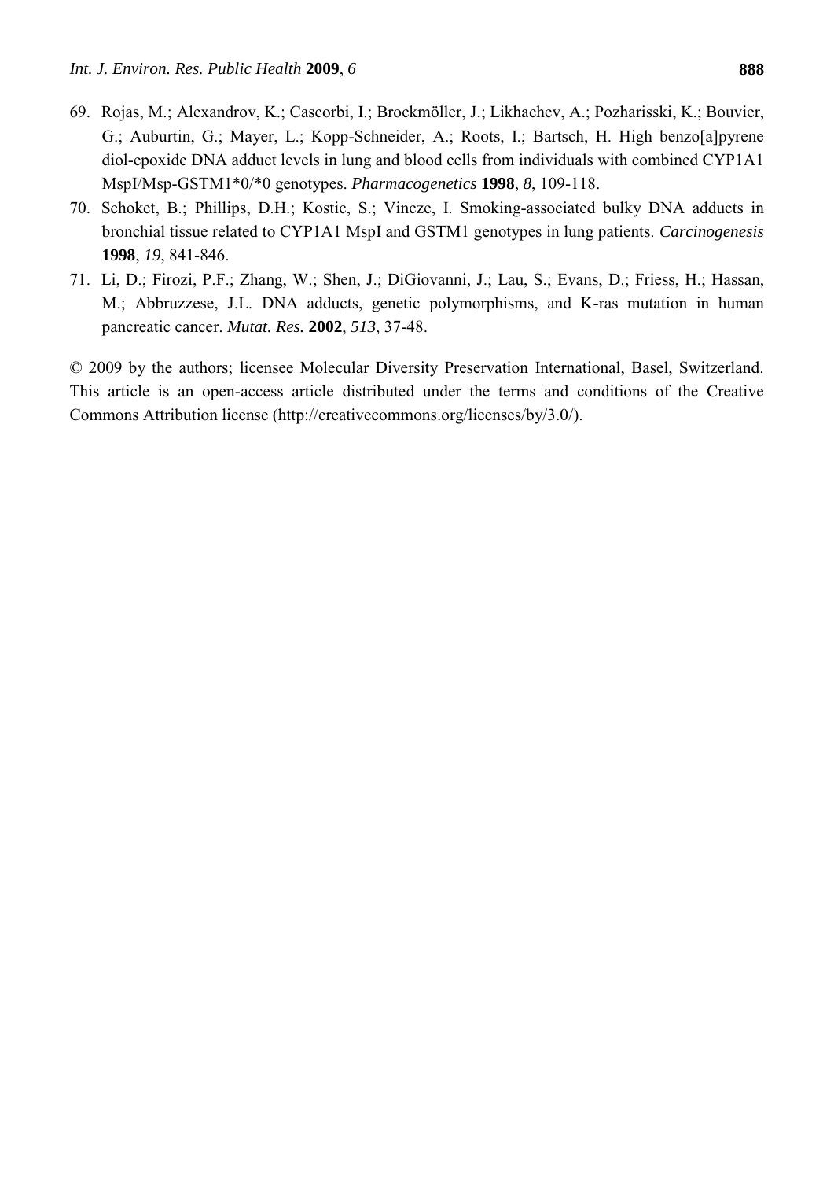69. Rojas, M.; Alexandrov, K.; Cascorbi, I.; Brockmöller, J.; Likhachev, A.; Pozharisski, K.; Bouvier, G.; Auburtin, G.; Mayer, L.; Kopp-Schneider, A.; Roots, I.; Bartsch, H. High benzo[a]pyrene diol-epoxide DNA adduct levels in lung and blood cells from individuals with combined CYP1A1 MspI/Msp-GSTM1*0/*0 genotypes. *Pharmacogenetics* **1998**, *8*, 109-118.
70. Schoket, B.; Phillips, D.H.; Kostic, S.; Vincze, I. Smoking-associated bulky DNA adducts in bronchial tissue related to CYP1A1 MspI and GSTM1 genotypes in lung patients. *Carcinogenesis* **1998**, *19*, 841-846.
71. Li, D.; Firozi, P.F.; Zhang, W.; Shen, J.; DiGiovanni, J.; Lau, S.; Evans, D.; Friess, H.; Hassan, M.; Abbruzzese, J.L. DNA adducts, genetic polymorphisms, and K-ras mutation in human pancreatic cancer. *Mutat. Res.* **2002**, *513*, 37-48.

© 2009 by the authors; licensee Molecular Diversity Preservation International, Basel, Switzerland. This article is an open-access article distributed under the terms and conditions of the Creative Commons Attribution license (http://creativecommons.org/licenses/by/3.0/).